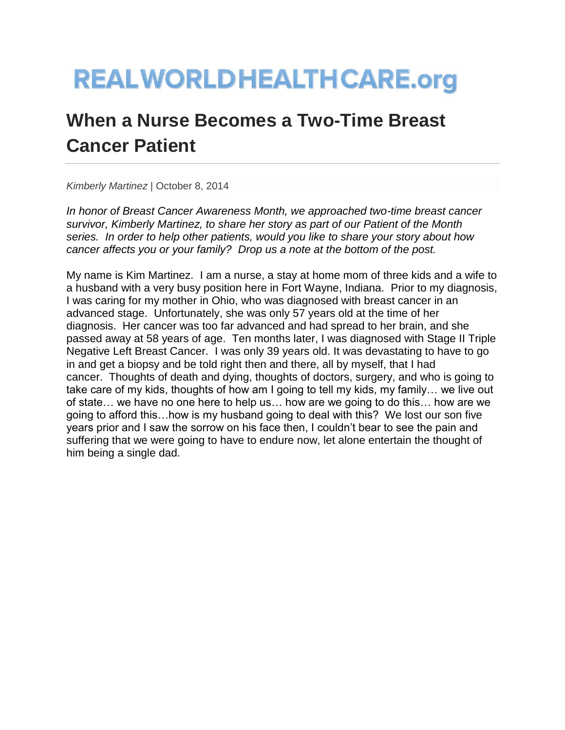# REALWORLDHEALTHCARE.org

## When a Nurse Becomes a Two-Time Breast Cancer Patient

*Kimberly Martinez* | October 8, 2014

*In honor of Breast Cancer Awareness Month, we approached two-time breast cancer survivor, Kimberly Martinez, to share her story as part of our Patient of the Month series. In order to help other patients, would you like to share your story about how cancer affects you or your family? Drop us a note at the bottom of the post.*

My name is Kim Martinez. I am a nurse, a stay at home mom of three kids and a wife to a husband with a very busy position here in Fort Wayne, Indiana. Prior to my diagnosis, I was caring for my mother in Ohio, who was diagnosed with breast cancer in an advanced stage. Unfortunately, she was only 57 years old at the time of her diagnosis. Her cancer was too far advanced and had spread to her brain, and she passed away at 58 years of age. Ten months later, I was diagnosed with Stage II Triple Negative Left Breast Cancer. I was only 39 years old. It was devastating to have to go in and get a biopsy and be told right then and there, all by myself, that I had cancer. Thoughts of death and dying, thoughts of doctors, surgery, and who is going to take care of my kids, thoughts of how am I going to tell my kids, my family… we live out of state… we have no one here to help us… how are we going to do this… how are we going to afford this…how is my husband going to deal with this? We lost our son five years prior and I saw the sorrow on his face then, I couldn't bear to see the pain and suffering that we were going to have to endure now, let alone entertain the thought of him being a single dad.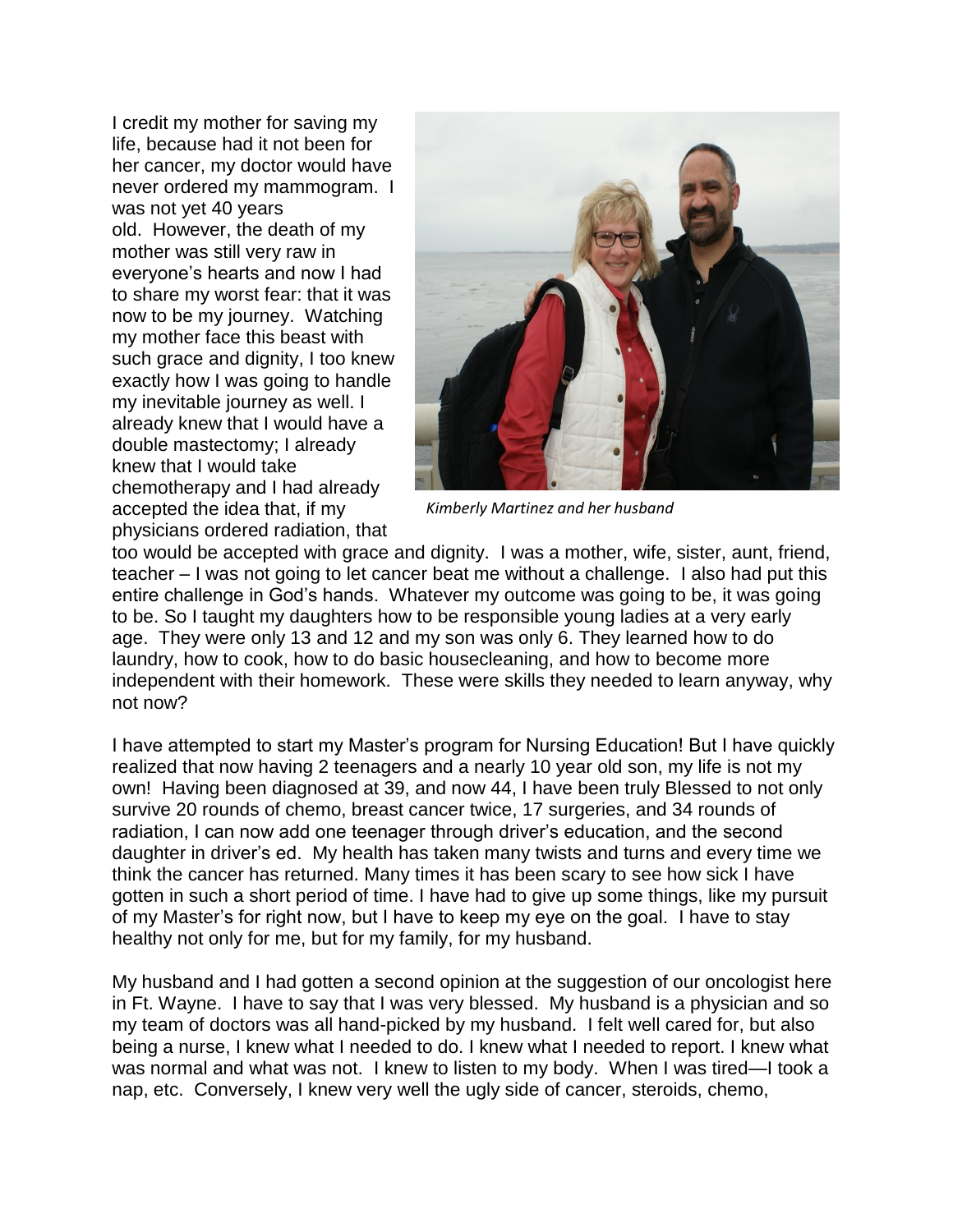I credit my mother for saving my life, because had it not been for her cancer, my doctor would have never ordered my mammogram. I was not yet 40 years old. However, the death of my mother was still very raw in everyone's hearts and now I had to share my worst fear: that it was now to be my journey. Watching my mother face this beast with such grace and dignity, I too knew exactly how I was going to handle my inevitable journey as well. I already knew that I would have a double mastectomy; I already knew that I would take chemotherapy and I had already accepted the idea that, if my physicians ordered radiation, that too would be accepted with grace and dignity. I was a mother, wife, sister, aunt, friend, teacher – I was not going to let cancer beat me without a challenge. I also had put this entire challenge in God's hands. Whatever my outcome was going to be, it was going to be. So I taught my daughters how to be responsible young ladies at a very early age. They were only 13 and 12 and my son was only 6. They learned how to do laundry, how to cook, how to do basic housecleaning, and how to become more independent with their homework. These were skills they needed to learn anyway, why not now?

*Kimberly Martinez and her husband*

I have attempted to start my Master's program for Nursing Education! But I have quickly realized that now having 2 teenagers and a nearly 10 year old son, my life is not my own! Having been diagnosed at 39, and now 44, I have been truly Blessed to not only survive 20 rounds of chemo, breast cancer twice, 17 surgeries, and 34 rounds of radiation, I can now add one teenager through driver's education, and the second daughter in driver's ed. My health has taken many twists and turns and every time we think the cancer has returned. Many times it has been scary to see how sick I have gotten in such a short period of time. I have had to give up some things, like my pursuit of my Master's for right now, but I have to keep my eye on the goal. I have to stay healthy not only for me, but for my family, for my husband.

My husband and I had gotten a second opinion at the suggestion of our oncologist here in Ft. Wayne. I have to say that I was very blessed. My husband is a physician and so my team of doctors was all hand-picked by my husband. I felt well cared for, but also being a nurse, I knew what I needed to do. I knew what I needed to report. I knew what was normal and what was not. I knew to listen to my body. When I was tired—I took a nap, etc. Conversely, I knew very well the ugly side of cancer, steroids, chemo,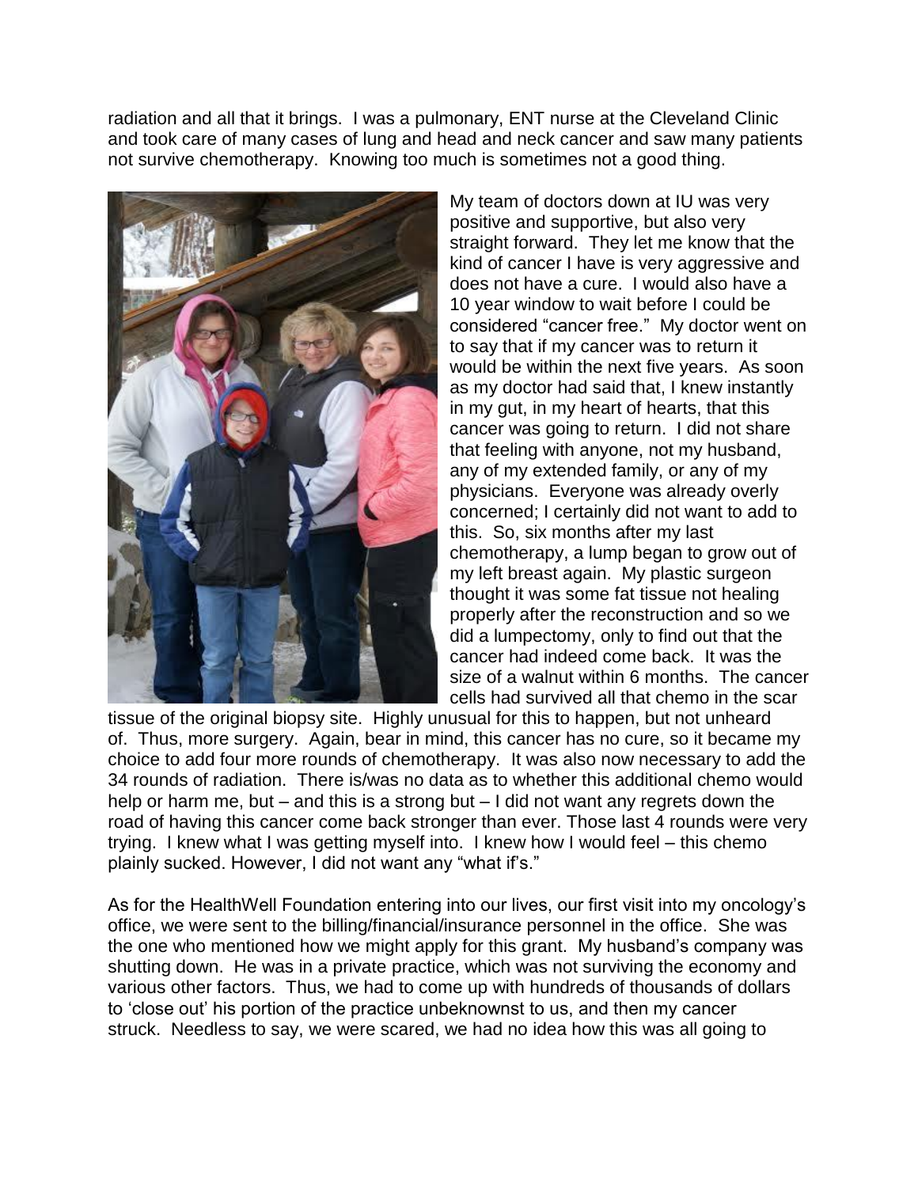radiation and all that it brings. I was a pulmonary, ENT nurse at the Cleveland Clinic and took care of many cases of lung and head and neck cancer and saw many patients not survive chemotherapy. Knowing too much is sometimes not a good thing.

My team of doctors down at IU was very positive and supportive, but also very straight forward. They let me know that the kind of cancer I have is very aggressive and does not have a cure. I would also have a 10 year window to wait before I could be considered "cancer free." My doctor went on to say that if my cancer was to return it would be within the next five years. As soon as my doctor had said that, I knew instantly in my gut, in my heart of hearts, that this cancer was going to return. I did not share that feeling with anyone, not my husband, any of my extended family, or any of my physicians. Everyone was already overly concerned; I certainly did not want to add to this. So, six months after my last chemotherapy, a lump began to grow out of my left breast again. My plastic surgeon thought it was some fat tissue not healing properly after the reconstruction and so we did a lumpectomy, only to find out that the cancer had indeed come back. It was the size of a walnut within 6 months. The cancer cells had survived all that chemo in the scar tissue of the original biopsy site. Highly unusual for this to happen, but not unheard of. Thus, more surgery. Again, bear in mind, this cancer has no cure, so it became my choice to add four more rounds of chemotherapy. It was also now necessary to add the 34 rounds of radiation. There is/was no data as to whether this additional chemo would help or harm me, but – and this is a strong but – I did not want any regrets down the road of having this cancer come back stronger than ever. Those last 4 rounds were very trying. I knew what I was getting myself into. I knew how I would feel – this chemo plainly sucked. However, I did not want any "what if's."

As for the HealthWell Foundation entering into our lives, our first visit into my oncology's office, we were sent to the billing/financial/insurance personnel in the office. She was the one who mentioned how we might apply for this grant. My husband's company was shutting down. He was in a private practice, which was not surviving the economy and various other factors. Thus, we had to come up with hundreds of thousands of dollars to 'close out' his portion of the practice unbeknownst to us, and then my cancer struck. Needless to say, we were scared, we had no idea how this was all going to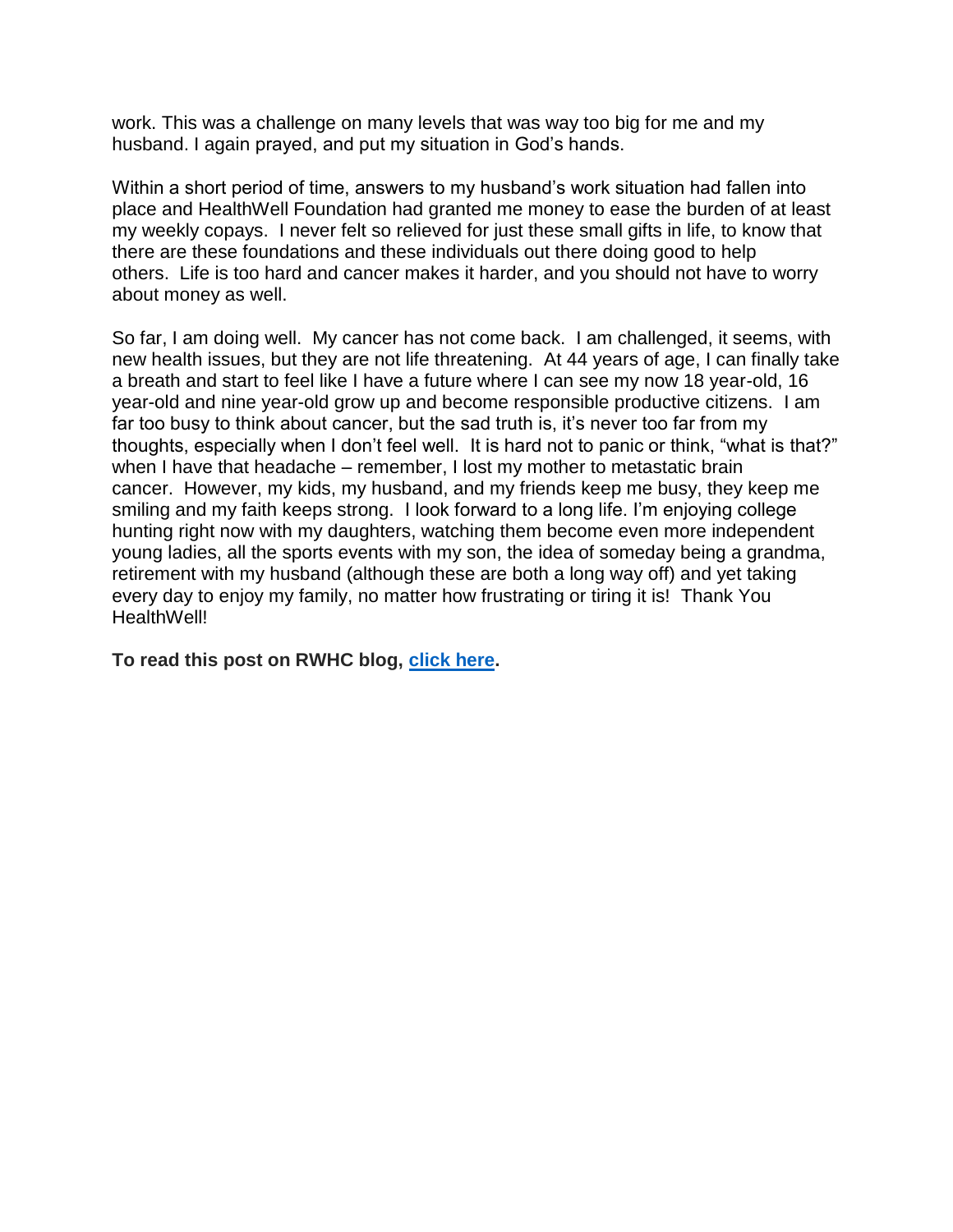work. This was a challenge on many levels that was way too big for me and my husband. I again prayed, and put my situation in God's hands.

Within a short period of time, answers to my husband's work situation had fallen into place and HealthWell Foundation had granted me money to ease the burden of at least my weekly copays. I never felt so relieved for just these small gifts in life, to know that there are these foundations and these individuals out there doing good to help others. Life is too hard and cancer makes it harder, and you should not have to worry about money as well.

So far, I am doing well. My cancer has not come back. I am challenged, it seems, with new health issues, but they are not life threatening. At 44 years of age, I can finally take a breath and start to feel like I have a future where I can see my now 18 year-old, 16 year-old and nine year-old grow up and become responsible productive citizens. I am far too busy to think about cancer, but the sad truth is, it's never too far from my thoughts, especially when I don't feel well. It is hard not to panic or think, "what is that?" when I have that headache – remember, I lost my mother to metastatic brain cancer. However, my kids, my husband, and my friends keep me busy, they keep me smiling and my faith keeps strong. I look forward to a long life. I'm enjoying college hunting right now with my daughters, watching them become even more independent young ladies, all the sports events with my son, the idea of someday being a grandma, retirement with my husband (although these are both a long way off) and yet taking every day to enjoy my family, no matter how frustrating or tiring it is! Thank You HealthWell!

**To read this post on RWHC blog, click here.**